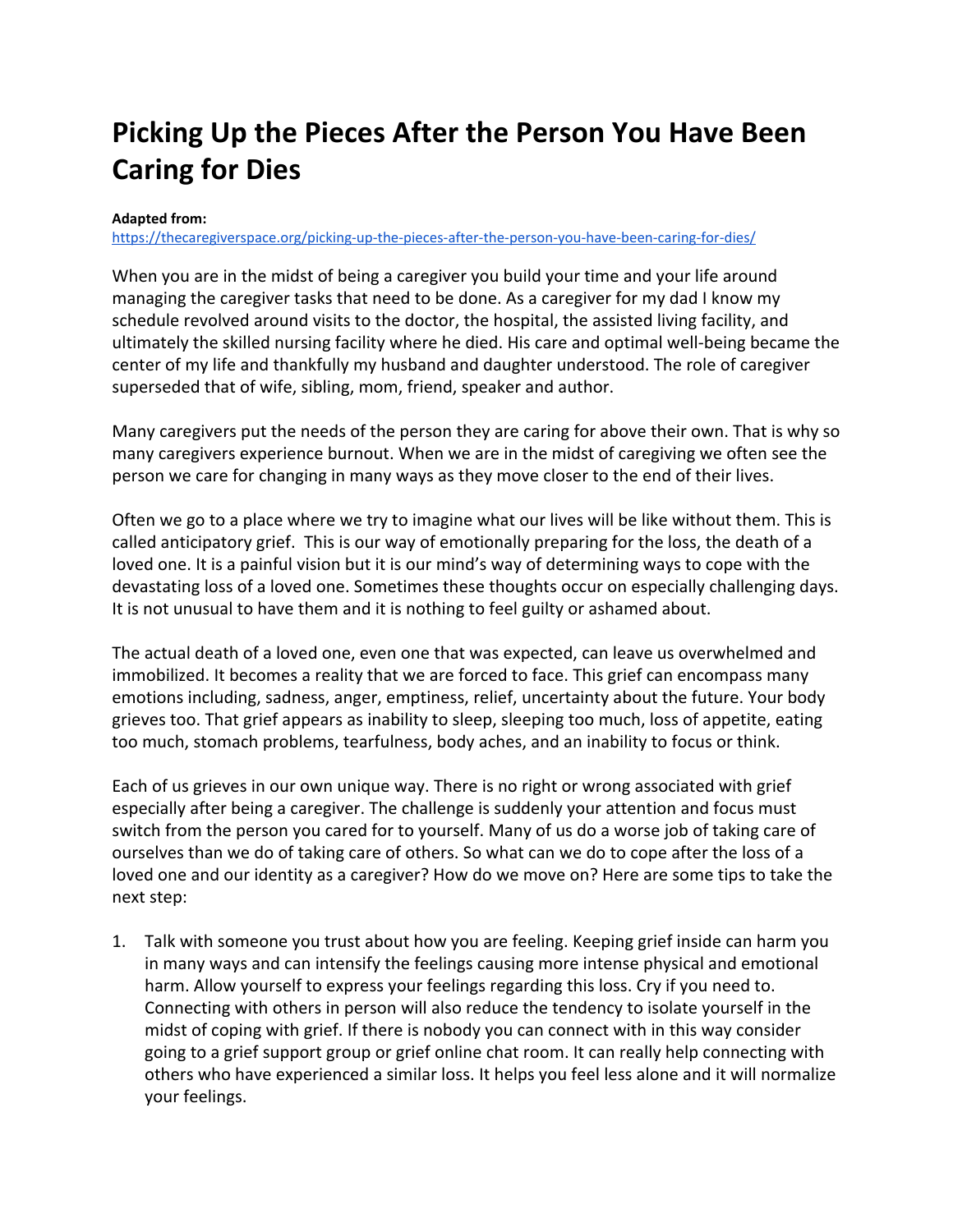# Picking Up the Pieces After the Person You Have Been Caring for Dies

**Adapted from:**
[https://thecaregiverspace.org/picking-up-the-pieces-after-the-person-you-have-been-caring-for-dies/](https://thecaregiverspace.org/picking-up-the-pieces-after-the-person-you-have-been-caring-for-dies/)

When you are in the midst of being a caregiver you build your time and your life around managing the caregiver tasks that need to be done. As a caregiver for my dad I know my schedule revolved around visits to the doctor, the hospital, the assisted living facility, and ultimately the skilled nursing facility where he died. His care and optimal well-being became the center of my life and thankfully my husband and daughter understood. The role of caregiver superseded that of wife, sibling, mom, friend, speaker and author.

Many caregivers put the needs of the person they are caring for above their own. That is why so many caregivers experience burnout. When we are in the midst of caregiving we often see the person we care for changing in many ways as they move closer to the end of their lives.

Often we go to a place where we try to imagine what our lives will be like without them. This is called anticipatory grief. This is our way of emotionally preparing for the loss, the death of a loved one. It is a painful vision but it is our mind's way of determining ways to cope with the devastating loss of a loved one. Sometimes these thoughts occur on especially challenging days. It is not unusual to have them and it is nothing to feel guilty or ashamed about.

The actual death of a loved one, even one that was expected, can leave us overwhelmed and immobilized. It becomes a reality that we are forced to face. This grief can encompass many emotions including, sadness, anger, emptiness, relief, uncertainty about the future. Your body grieves too. That grief appears as inability to sleep, sleeping too much, loss of appetite, eating too much, stomach problems, tearfulness, body aches, and an inability to focus or think.

Each of us grieves in our own unique way. There is no right or wrong associated with grief especially after being a caregiver. The challenge is suddenly your attention and focus must switch from the person you cared for to yourself. Many of us do a worse job of taking care of ourselves than we do of taking care of others. So what can we do to cope after the loss of a loved one and our identity as a caregiver? How do we move on? Here are some tips to take the next step:

1. Talk with someone you trust about how you are feeling. Keeping grief inside can harm you in many ways and can intensify the feelings causing more intense physical and emotional harm. Allow yourself to express your feelings regarding this loss. Cry if you need to. Connecting with others in person will also reduce the tendency to isolate yourself in the midst of coping with grief. If there is nobody you can connect with in this way consider going to a grief support group or grief online chat room. It can really help connecting with others who have experienced a similar loss. It helps you feel less alone and it will normalize your feelings.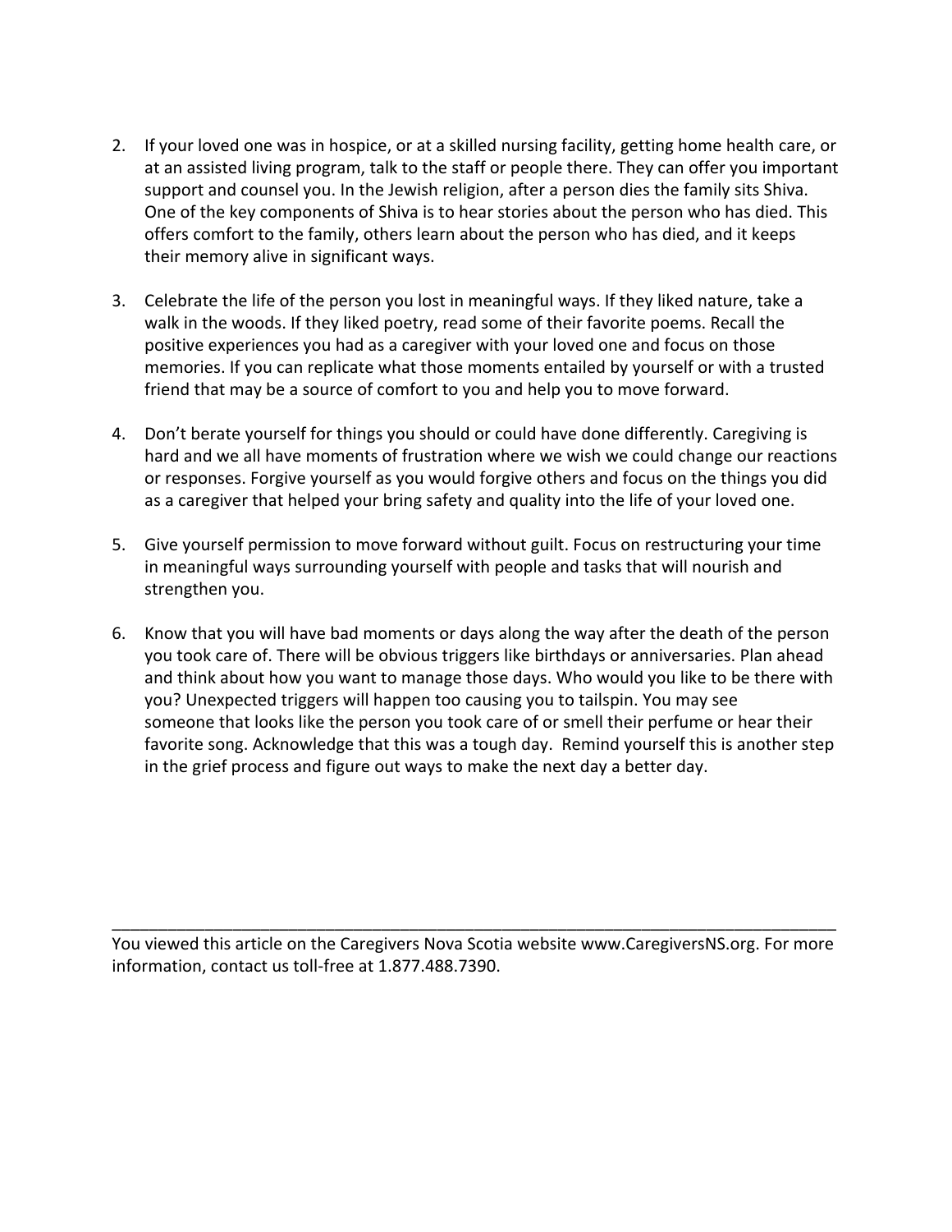2. If your loved one was in hospice, or at a skilled nursing facility, getting home health care, or at an assisted living program, talk to the staff or people there. They can offer you important support and counsel you. In the Jewish religion, after a person dies the family sits Shiva. One of the key components of Shiva is to hear stories about the person who has died. This offers comfort to the family, others learn about the person who has died, and it keeps their memory alive in significant ways.

3. Celebrate the life of the person you lost in meaningful ways. If they liked nature, take a walk in the woods. If they liked poetry, read some of their favorite poems. Recall the positive experiences you had as a caregiver with your loved one and focus on those memories. If you can replicate what those moments entailed by yourself or with a trusted friend that may be a source of comfort to you and help you to move forward.

4. Don't berate yourself for things you should or could have done differently. Caregiving is hard and we all have moments of frustration where we wish we could change our reactions or responses. Forgive yourself as you would forgive others and focus on the things you did as a caregiver that helped your bring safety and quality into the life of your loved one.

5. Give yourself permission to move forward without guilt. Focus on restructuring your time in meaningful ways surrounding yourself with people and tasks that will nourish and strengthen you.

6. Know that you will have bad moments or days along the way after the death of the person you took care of. There will be obvious triggers like birthdays or anniversaries. Plan ahead and think about how you want to manage those days. Who would you like to be there with you? Unexpected triggers will happen too causing you to tailspin. You may see someone that looks like the person you took care of or smell their perfume or hear their favorite song. Acknowledge that this was a tough day. Remind yourself this is another step in the grief process and figure out ways to make the next day a better day.

---

You viewed this article on the Caregivers Nova Scotia website www.CaregiversNS.org. For more information, contact us toll-free at 1.877.488.7390.